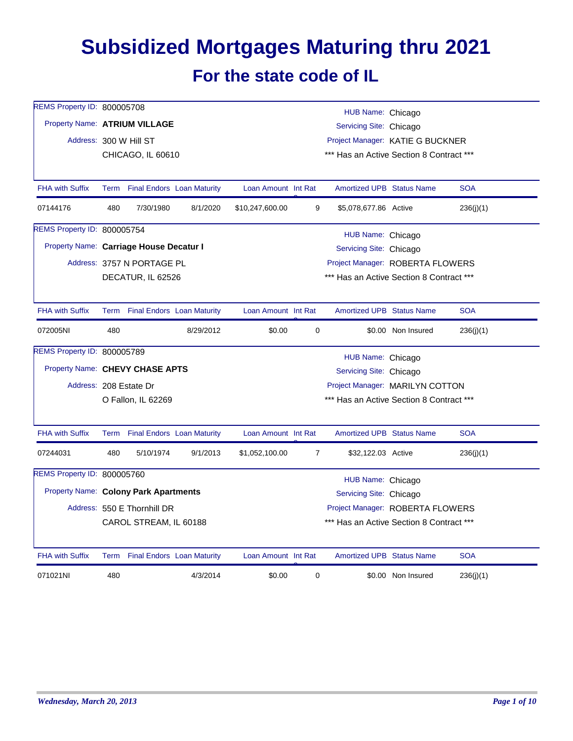# Subsidized Mortgages Maturing thru 2021

## For the state code of IL

REMS Property ID: 800005708
Property Name: **ATRIUM VILLAGE**
Address: 300 W Hill ST
CHICAGO, IL 60610

HUB Name: Chicago
Servicing Site: Chicago
Project Manager: KATIE G BUCKNER
*** Has an Active Section 8 Contract ***

| FHA with Suffix | Term | Final Endors | Loan Maturity | Loan Amount | Int Rate | Amortized UPB | Status Name | SOA |
|---|---|---|---|---|---|---|---|---|
| 07144176 | 480 | 7/30/1980 | 8/1/2020 | $10,247,600.00 | 9 | $5,078,677.86 | Active | 236(j)(1) |

REMS Property ID: 800005754
Property Name: **Carriage House Decatur I**
Address: 3757 N PORTAGE PL
DECATUR, IL 62526

HUB Name: Chicago
Servicing Site: Chicago
Project Manager: ROBERTA FLOWERS
*** Has an Active Section 8 Contract ***

| FHA with Suffix | Term | Final Endors | Loan Maturity | Loan Amount | Int Rate | Amortized UPB | Status Name | SOA |
|---|---|---|---|---|---|---|---|---|
| 072005NI | 480 | | 8/29/2012 | $0.00 | 0 | $0.00 | Non Insured | 236(j)(1) |

REMS Property ID: 800005789
Property Name: **CHEVY CHASE APTS**
Address: 208 Estate Dr
O Fallon, IL 62269

HUB Name: Chicago
Servicing Site: Chicago
Project Manager: MARILYN COTTON
*** Has an Active Section 8 Contract ***

| FHA with Suffix | Term | Final Endors | Loan Maturity | Loan Amount | Int Rate | Amortized UPB | Status Name | SOA |
|---|---|---|---|---|---|---|---|---|
| 07244031 | 480 | 5/10/1974 | 9/1/2013 | $1,052,100.00 | 7 | $32,122.03 | Active | 236(j)(1) |

REMS Property ID: 800005760
Property Name: **Colony Park Apartments**
Address: 550 E Thornhill DR
CAROL STREAM, IL 60188

HUB Name: Chicago
Servicing Site: Chicago
Project Manager: ROBERTA FLOWERS
*** Has an Active Section 8 Contract ***

| FHA with Suffix | Term | Final Endors | Loan Maturity | Loan Amount | Int Rate | Amortized UPB | Status Name | SOA |
|---|---|---|---|---|---|---|---|---|
| 071021NI | 480 | | 4/3/2014 | $0.00 | 0 | $0.00 | Non Insured | 236(j)(1) |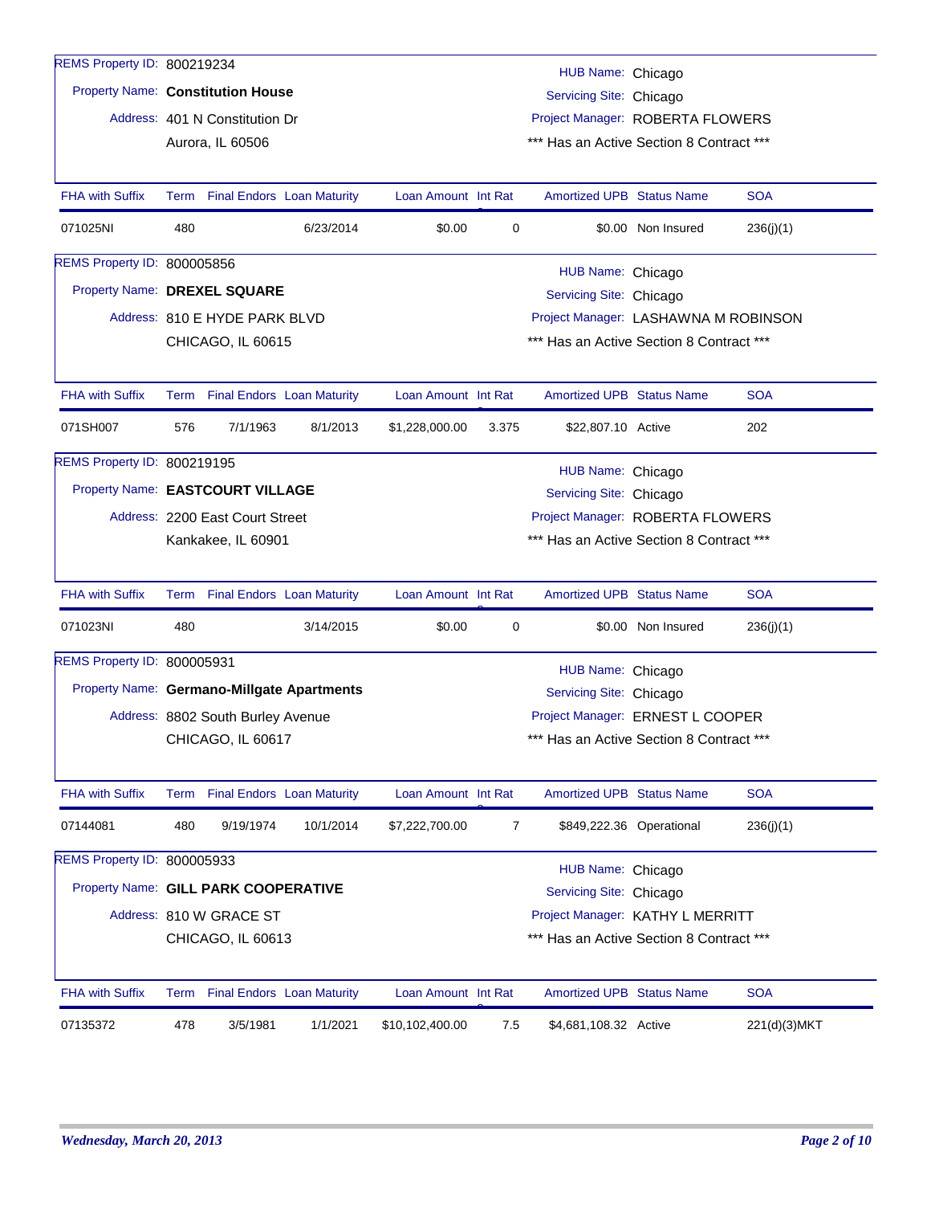REMS Property ID: 800219234

Property Name: **Constitution House**

Address: 401 N Constitution Dr
Aurora, IL 60506

HUB Name: Chicago
Servicing Site: Chicago
Project Manager: ROBERTA FLOWERS
*** Has an Active Section 8 Contract ***

| FHA with Suffix | Term | Final Endors | Loan Maturity | Loan Amount | Int Rate | Amortized UPB | Status Name | SOA |
|---|---|---|---|---|---|---|---|---|
| 071025NI | 480 | | 6/23/2014 | $0.00 | 0 | $0.00 | Non Insured | 236(j)(1) |

REMS Property ID: 800005856

Property Name: **DREXEL SQUARE**

Address: 810 E HYDE PARK BLVD
CHICAGO, IL 60615

HUB Name: Chicago
Servicing Site: Chicago
Project Manager: LASHAWNA M ROBINSON
*** Has an Active Section 8 Contract ***

| FHA with Suffix | Term | Final Endors | Loan Maturity | Loan Amount | Int Rate | Amortized UPB | Status Name | SOA |
|---|---|---|---|---|---|---|---|---|
| 071SH007 | 576 | 7/1/1963 | 8/1/2013 | $1,228,000.00 | 3.375 | $22,807.10 | Active | 202 |

REMS Property ID: 800219195

Property Name: **EASTCOURT VILLAGE**

Address: 2200 East Court Street
Kankakee, IL 60901

HUB Name: Chicago
Servicing Site: Chicago
Project Manager: ROBERTA FLOWERS
*** Has an Active Section 8 Contract ***

| FHA with Suffix | Term | Final Endors | Loan Maturity | Loan Amount | Int Rate | Amortized UPB | Status Name | SOA |
|---|---|---|---|---|---|---|---|---|
| 071023NI | 480 | | 3/14/2015 | $0.00 | 0 | $0.00 | Non Insured | 236(j)(1) |

REMS Property ID: 800005931

Property Name: **Germano-Millgate Apartments**

Address: 8802 South Burley Avenue
CHICAGO, IL 60617

HUB Name: Chicago
Servicing Site: Chicago
Project Manager: ERNEST L COOPER
*** Has an Active Section 8 Contract ***

| FHA with Suffix | Term | Final Endors | Loan Maturity | Loan Amount | Int Rate | Amortized UPB | Status Name | SOA |
|---|---|---|---|---|---|---|---|---|
| 07144081 | 480 | 9/19/1974 | 10/1/2014 | $7,222,700.00 | 7 | $849,222.36 | Operational | 236(j)(1) |

REMS Property ID: 800005933

Property Name: **GILL PARK COOPERATIVE**

Address: 810 W GRACE ST
CHICAGO, IL 60613

HUB Name: Chicago
Servicing Site: Chicago
Project Manager: KATHY L MERRITT
*** Has an Active Section 8 Contract ***

| FHA with Suffix | Term | Final Endors | Loan Maturity | Loan Amount | Int Rate | Amortized UPB | Status Name | SOA |
|---|---|---|---|---|---|---|---|---|
| 07135372 | 478 | 3/5/1981 | 1/1/2021 | $10,102,400.00 | 7.5 | $4,681,108.32 | Active | 221(d)(3)MKT |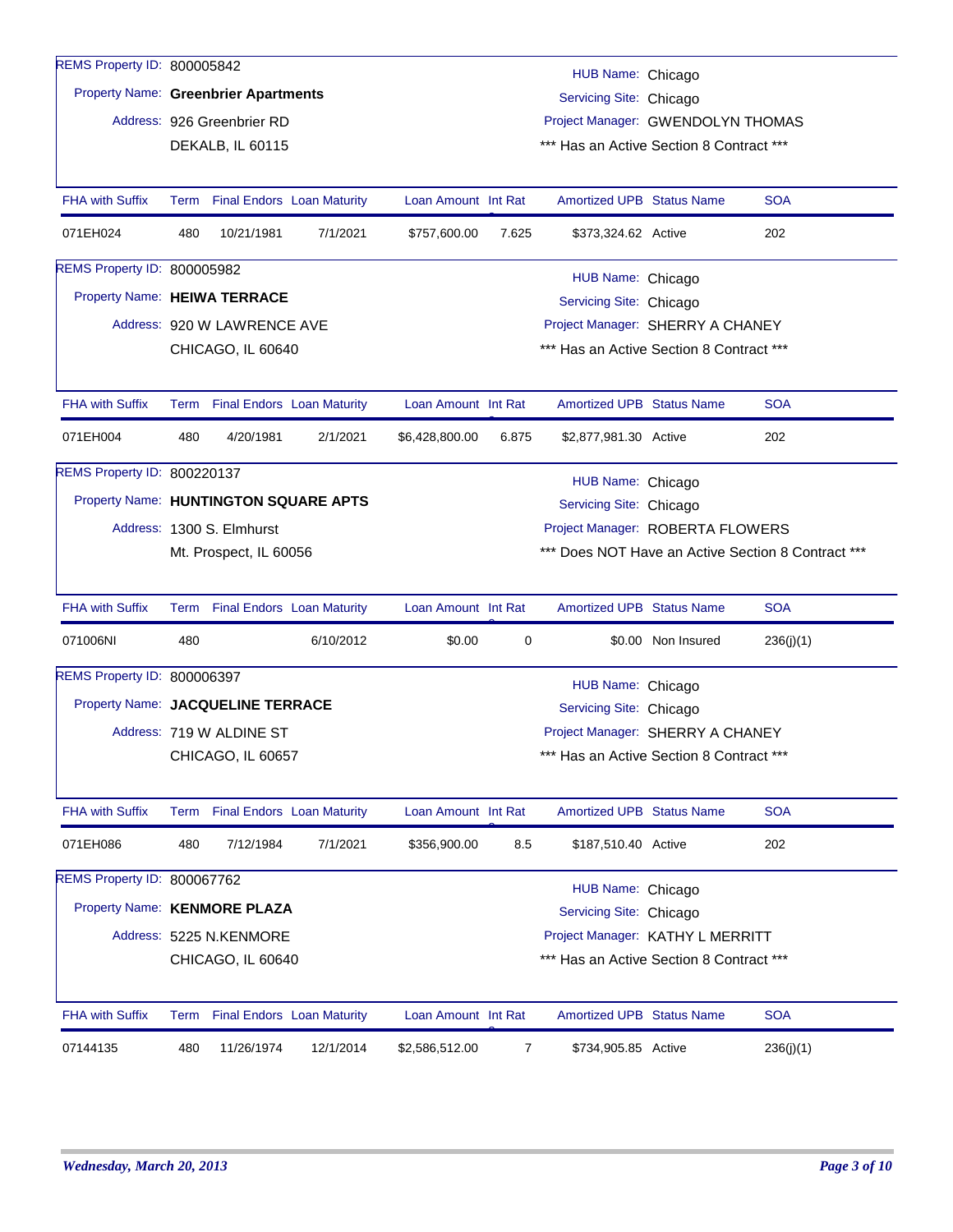REMS Property ID: 800005842

Property Name: **Greenbrier Apartments**

Address: 926 Greenbrier RD
DEKALB, IL 60115

HUB Name: Chicago
Servicing Site: Chicago
Project Manager: GWENDOLYN THOMAS
*** Has an Active Section 8 Contract ***

| FHA with Suffix | Term | Final Endors | Loan Maturity | Loan Amount | Int Rat | Amortized UPB | Status Name | SOA |
|---|---|---|---|---|---|---|---|---|
| 071EH024 | 480 | 10/21/1981 | 7/1/2021 | $757,600.00 | 7.625 | $373,324.62 | Active | 202 |

REMS Property ID: 800005982

Property Name: **HEIWA TERRACE**

Address: 920 W LAWRENCE AVE
CHICAGO, IL 60640

HUB Name: Chicago
Servicing Site: Chicago
Project Manager: SHERRY A CHANEY
*** Has an Active Section 8 Contract ***

| FHA with Suffix | Term | Final Endors | Loan Maturity | Loan Amount | Int Rat | Amortized UPB | Status Name | SOA |
|---|---|---|---|---|---|---|---|---|
| 071EH004 | 480 | 4/20/1981 | 2/1/2021 | $6,428,800.00 | 6.875 | $2,877,981.30 | Active | 202 |

REMS Property ID: 800220137

Property Name: **HUNTINGTON SQUARE APTS**

Address: 1300 S. Elmhurst
Mt. Prospect, IL 60056

HUB Name: Chicago
Servicing Site: Chicago
Project Manager: ROBERTA FLOWERS
*** Does NOT Have an Active Section 8 Contract ***

| FHA with Suffix | Term | Final Endors | Loan Maturity | Loan Amount | Int Rat | Amortized UPB | Status Name | SOA |
|---|---|---|---|---|---|---|---|---|
| 071006NI | 480 | | 6/10/2012 | $0.00 | 0 | $0.00 | Non Insured | 236(j)(1) |

REMS Property ID: 800006397

Property Name: **JACQUELINE TERRACE**

Address: 719 W ALDINE ST
CHICAGO, IL 60657

HUB Name: Chicago
Servicing Site: Chicago
Project Manager: SHERRY A CHANEY
*** Has an Active Section 8 Contract ***

| FHA with Suffix | Term | Final Endors | Loan Maturity | Loan Amount | Int Rat | Amortized UPB | Status Name | SOA |
|---|---|---|---|---|---|---|---|---|
| 071EH086 | 480 | 7/12/1984 | 7/1/2021 | $356,900.00 | 8.5 | $187,510.40 | Active | 202 |

REMS Property ID: 800067762

Property Name: **KENMORE PLAZA**

Address: 5225 N.KENMORE
CHICAGO, IL 60640

HUB Name: Chicago
Servicing Site: Chicago
Project Manager: KATHY L MERRITT
*** Has an Active Section 8 Contract ***

| FHA with Suffix | Term | Final Endors | Loan Maturity | Loan Amount | Int Rat | Amortized UPB | Status Name | SOA |
|---|---|---|---|---|---|---|---|---|
| 07144135 | 480 | 11/26/1974 | 12/1/2014 | $2,586,512.00 | 7 | $734,905.85 | Active | 236(j)(1) |

*Wednesday, March 20, 2013*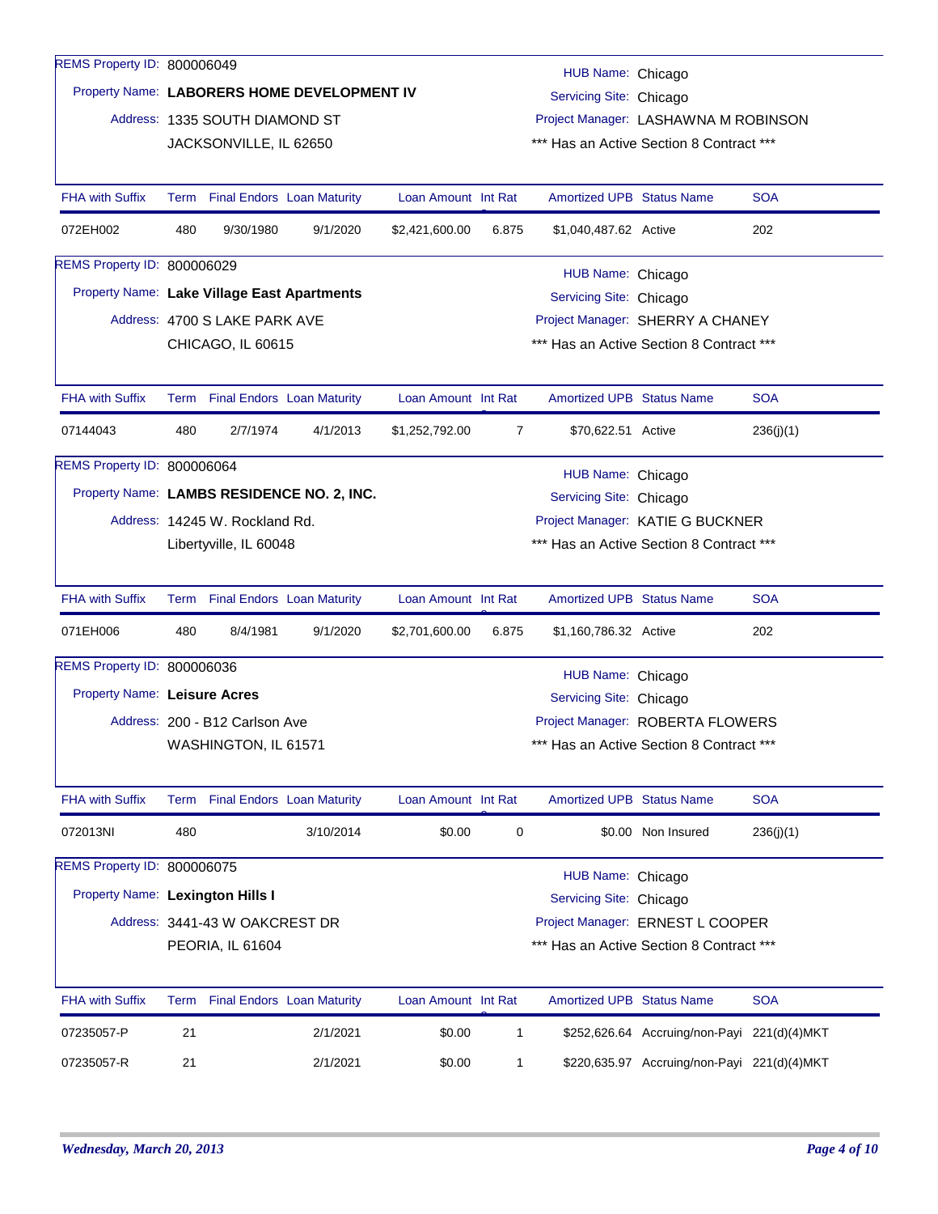REMS Property ID: 800006049

Property Name: **LABORERS HOME DEVELOPMENT IV**

Address: 1335 SOUTH DIAMOND ST
JACKSONVILLE, IL 62650

HUB Name: Chicago
Servicing Site: Chicago
Project Manager: LASHAWNA M ROBINSON
\*\*\* Has an Active Section 8 Contract \*\*\*

| FHA with Suffix | Term | Final Endors | Loan Maturity | Loan Amount | Int Rate | Amortized UPB | Status Name | SOA |
|---|---|---|---|---|---|---|---|---|
| 072EH002 | 480 | 9/30/1980 | 9/1/2020 | $2,421,600.00 | 6.875 | $1,040,487.62 | Active | 202 |

REMS Property ID: 800006029

Property Name: **Lake Village East Apartments**

Address: 4700 S LAKE PARK AVE
CHICAGO, IL 60615

HUB Name: Chicago
Servicing Site: Chicago
Project Manager: SHERRY A CHANEY
\*\*\* Has an Active Section 8 Contract \*\*\*

| FHA with Suffix | Term | Final Endors | Loan Maturity | Loan Amount | Int Rate | Amortized UPB | Status Name | SOA |
|---|---|---|---|---|---|---|---|---|
| 07144043 | 480 | 2/7/1974 | 4/1/2013 | $1,252,792.00 | 7 | $70,622.51 | Active | 236(j)(1) |

REMS Property ID: 800006064

Property Name: **LAMBS RESIDENCE NO. 2, INC.**

Address: 14245 W. Rockland Rd.
Libertyville, IL 60048

HUB Name: Chicago
Servicing Site: Chicago
Project Manager: KATIE G BUCKNER
\*\*\* Has an Active Section 8 Contract \*\*\*

| FHA with Suffix | Term | Final Endors | Loan Maturity | Loan Amount | Int Rate | Amortized UPB | Status Name | SOA |
|---|---|---|---|---|---|---|---|---|
| 071EH006 | 480 | 8/4/1981 | 9/1/2020 | $2,701,600.00 | 6.875 | $1,160,786.32 | Active | 202 |

REMS Property ID: 800006036

Property Name: **Leisure Acres**

Address: 200 - B12 Carlson Ave
WASHINGTON, IL 61571

HUB Name: Chicago
Servicing Site: Chicago
Project Manager: ROBERTA FLOWERS
\*\*\* Has an Active Section 8 Contract \*\*\*

| FHA with Suffix | Term | Final Endors | Loan Maturity | Loan Amount | Int Rate | Amortized UPB | Status Name | SOA |
|---|---|---|---|---|---|---|---|---|
| 072013NI | 480 | | 3/10/2014 | $0.00 | 0 | $0.00 | Non Insured | 236(j)(1) |

REMS Property ID: 800006075

Property Name: **Lexington Hills I**

Address: 3441-43 W OAKCREST DR
PEORIA, IL 61604

HUB Name: Chicago
Servicing Site: Chicago
Project Manager: ERNEST L COOPER
\*\*\* Has an Active Section 8 Contract \*\*\*

| FHA with Suffix | Term | Final Endors | Loan Maturity | Loan Amount | Int Rate | Amortized UPB | Status Name | SOA |
|---|---|---|---|---|---|---|---|---|
| 07235057-P | 21 | | 2/1/2021 | $0.00 | 1 | $252,626.64 | Accruing/non-Payi | 221(d)(4)MKT |
| 07235057-R | 21 | | 2/1/2021 | $0.00 | 1 | $220,635.97 | Accruing/non-Payi | 221(d)(4)MKT |

*Wednesday, March 20, 2013*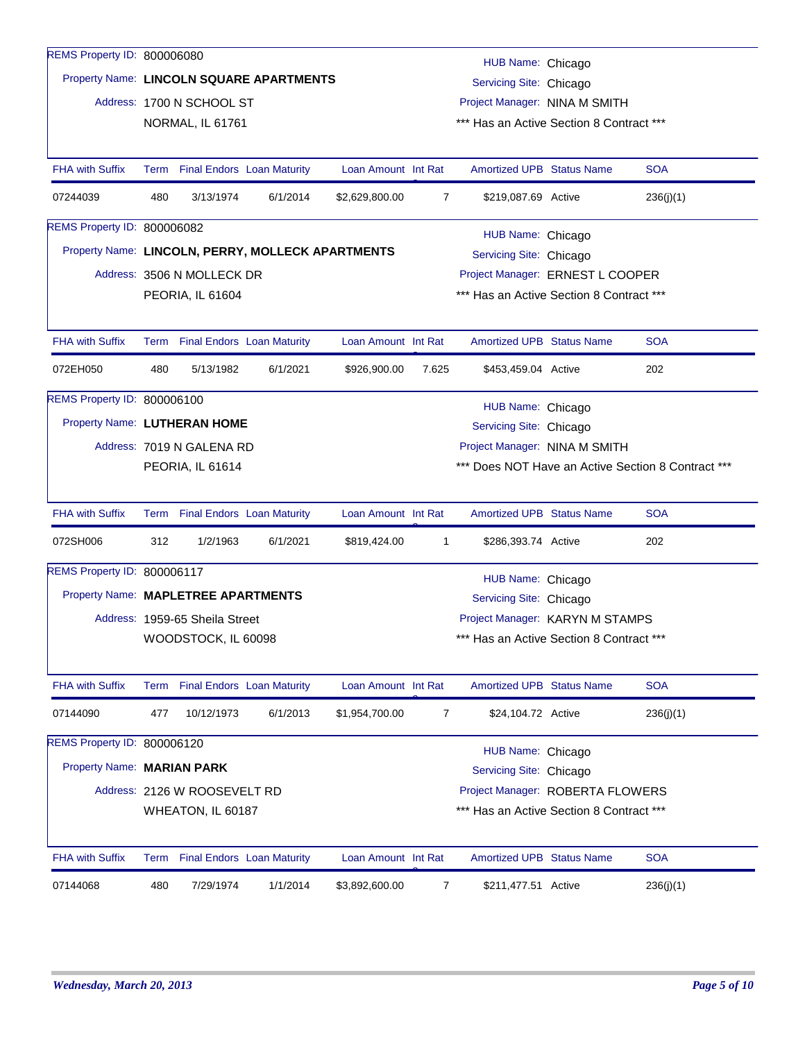REMS Property ID: 800006080

Property Name: **LINCOLN SQUARE APARTMENTS**

Address: 1700 N SCHOOL ST
NORMAL, IL 61761

HUB Name: Chicago
Servicing Site: Chicago
Project Manager: NINA M SMITH
*** Has an Active Section 8 Contract ***

| FHA with Suffix | Term | Final Endors | Loan Maturity | Loan Amount | Int Rate | Amortized UPB | Status Name | SOA |
|---|---|---|---|---|---|---|---|---|
| 07244039 | 480 | 3/13/1974 | 6/1/2014 | $2,629,800.00 | 7 | $219,087.69 | Active | 236(j)(1) |

REMS Property ID: 800006082

Property Name: **LINCOLN, PERRY, MOLLECK APARTMENTS**

Address: 3506 N MOLLECK DR
PEORIA, IL 61604

HUB Name: Chicago
Servicing Site: Chicago
Project Manager: ERNEST L COOPER
*** Has an Active Section 8 Contract ***

| FHA with Suffix | Term | Final Endors | Loan Maturity | Loan Amount | Int Rate | Amortized UPB | Status Name | SOA |
|---|---|---|---|---|---|---|---|---|
| 072EH050 | 480 | 5/13/1982 | 6/1/2021 | $926,900.00 | 7.625 | $453,459.04 | Active | 202 |

REMS Property ID: 800006100

Property Name: **LUTHERAN HOME**

Address: 7019 N GALENA RD
PEORIA, IL 61614

HUB Name: Chicago
Servicing Site: Chicago
Project Manager: NINA M SMITH
*** Does NOT Have an Active Section 8 Contract ***

| FHA with Suffix | Term | Final Endors | Loan Maturity | Loan Amount | Int Rate | Amortized UPB | Status Name | SOA |
|---|---|---|---|---|---|---|---|---|
| 072SH006 | 312 | 1/2/1963 | 6/1/2021 | $819,424.00 | 1 | $286,393.74 | Active | 202 |

REMS Property ID: 800006117

Property Name: **MAPLETREE APARTMENTS**

Address: 1959-65 Sheila Street
WOODSTOCK, IL 60098

HUB Name: Chicago
Servicing Site: Chicago
Project Manager: KARYN M STAMPS
*** Has an Active Section 8 Contract ***

| FHA with Suffix | Term | Final Endors | Loan Maturity | Loan Amount | Int Rate | Amortized UPB | Status Name | SOA |
|---|---|---|---|---|---|---|---|---|
| 07144090 | 477 | 10/12/1973 | 6/1/2013 | $1,954,700.00 | 7 | $24,104.72 | Active | 236(j)(1) |

REMS Property ID: 800006120

Property Name: **MARIAN PARK**

Address: 2126 W ROOSEVELT RD
WHEATON, IL 60187

HUB Name: Chicago
Servicing Site: Chicago
Project Manager: ROBERTA FLOWERS
*** Has an Active Section 8 Contract ***

| FHA with Suffix | Term | Final Endors | Loan Maturity | Loan Amount | Int Rate | Amortized UPB | Status Name | SOA |
|---|---|---|---|---|---|---|---|---|
| 07144068 | 480 | 7/29/1974 | 1/1/2014 | $3,892,600.00 | 7 | $211,477.51 | Active | 236(j)(1) |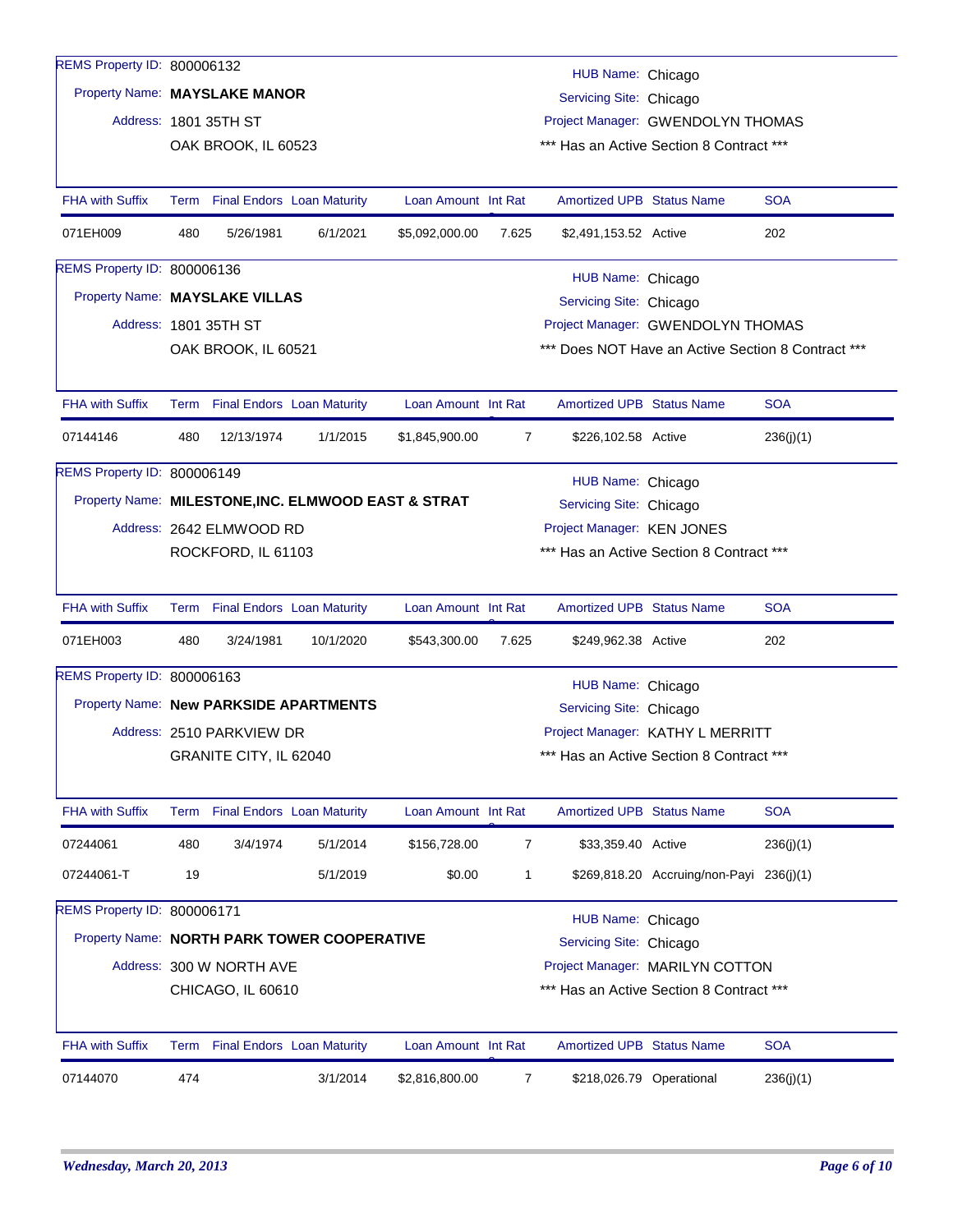REMS Property ID: 800006132
Property Name: **MAYSLAKE MANOR**
Address: 1801 35TH ST
OAK BROOK, IL 60523

HUB Name: Chicago
Servicing Site: Chicago
Project Manager: GWENDOLYN THOMAS
*** Has an Active Section 8 Contract ***

| FHA with Suffix | Term | Final Endors | Loan Maturity | Loan Amount | Int Rate | Amortized UPB | Status Name | SOA |
|---|---|---|---|---|---|---|---|---|
| 071EH009 | 480 | 5/26/1981 | 6/1/2021 | $5,092,000.00 | 7.625 | $2,491,153.52 | Active | 202 |

REMS Property ID: 800006136
Property Name: **MAYSLAKE VILLAS**
Address: 1801 35TH ST
OAK BROOK, IL 60521

HUB Name: Chicago
Servicing Site: Chicago
Project Manager: GWENDOLYN THOMAS
*** Does NOT Have an Active Section 8 Contract ***

| FHA with Suffix | Term | Final Endors | Loan Maturity | Loan Amount | Int Rate | Amortized UPB | Status Name | SOA |
|---|---|---|---|---|---|---|---|---|
| 07144146 | 480 | 12/13/1974 | 1/1/2015 | $1,845,900.00 | 7 | $226,102.58 | Active | 236(j)(1) |

REMS Property ID: 800006149
Property Name: **MILESTONE,INC. ELMWOOD EAST & STRAT**
Address: 2642 ELMWOOD RD
ROCKFORD, IL 61103

HUB Name: Chicago
Servicing Site: Chicago
Project Manager: KEN JONES
*** Has an Active Section 8 Contract ***

| FHA with Suffix | Term | Final Endors | Loan Maturity | Loan Amount | Int Rate | Amortized UPB | Status Name | SOA |
|---|---|---|---|---|---|---|---|---|
| 071EH003 | 480 | 3/24/1981 | 10/1/2020 | $543,300.00 | 7.625 | $249,962.38 | Active | 202 |

REMS Property ID: 800006163
Property Name: **New PARKSIDE APARTMENTS**
Address: 2510 PARKVIEW DR
GRANITE CITY, IL 62040

HUB Name: Chicago
Servicing Site: Chicago
Project Manager: KATHY L MERRITT
*** Has an Active Section 8 Contract ***

| FHA with Suffix | Term | Final Endors | Loan Maturity | Loan Amount | Int Rate | Amortized UPB | Status Name | SOA |
|---|---|---|---|---|---|---|---|---|
| 07244061 | 480 | 3/4/1974 | 5/1/2014 | $156,728.00 | 7 | $33,359.40 | Active | 236(j)(1) |
| 07244061-T | 19 | | 5/1/2019 | $0.00 | 1 | $269,818.20 | Accruing/non-Payi | 236(j)(1) |

REMS Property ID: 800006171
Property Name: **NORTH PARK TOWER COOPERATIVE**
Address: 300 W NORTH AVE
CHICAGO, IL 60610

HUB Name: Chicago
Servicing Site: Chicago
Project Manager: MARILYN COTTON
*** Has an Active Section 8 Contract ***

| FHA with Suffix | Term | Final Endors | Loan Maturity | Loan Amount | Int Rate | Amortized UPB | Status Name | SOA |
|---|---|---|---|---|---|---|---|---|
| 07144070 | 474 | | 3/1/2014 | $2,816,800.00 | 7 | $218,026.79 | Operational | 236(j)(1) |

*Wednesday, March 20, 2013*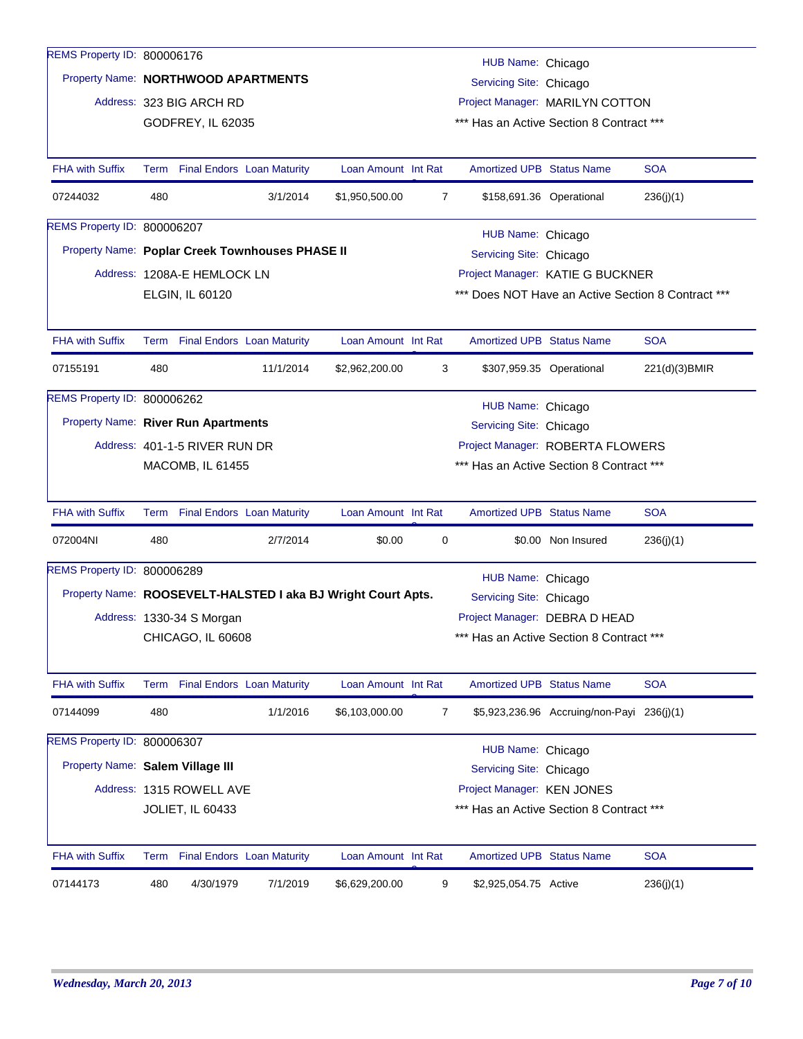REMS Property ID: 800006176

Property Name: **NORTHWOOD APARTMENTS**

Address: 323 BIG ARCH RD
GODFREY, IL 62035

HUB Name: Chicago
Servicing Site: Chicago
Project Manager: MARILYN COTTON
*** Has an Active Section 8 Contract ***

| FHA with Suffix | Term | Final Endors | Loan Maturity | Loan Amount | Int Rate | Amortized UPB | Status Name | SOA |
|---|---|---|---|---|---|---|---|---|
| 07244032 | 480 | | 3/1/2014 | $1,950,500.00 | 7 | $158,691.36 | Operational | 236(j)(1) |

REMS Property ID: 800006207

Property Name: **Poplar Creek Townhouses PHASE II**

Address: 1208A-E HEMLOCK LN
ELGIN, IL 60120

HUB Name: Chicago
Servicing Site: Chicago
Project Manager: KATIE G BUCKNER
*** Does NOT Have an Active Section 8 Contract ***

| FHA with Suffix | Term | Final Endors | Loan Maturity | Loan Amount | Int Rate | Amortized UPB | Status Name | SOA |
|---|---|---|---|---|---|---|---|---|
| 07155191 | 480 | | 11/1/2014 | $2,962,200.00 | 3 | $307,959.35 | Operational | 221(d)(3)BMIR |

REMS Property ID: 800006262

Property Name: **River Run Apartments**

Address: 401-1-5 RIVER RUN DR
MACOMB, IL 61455

HUB Name: Chicago
Servicing Site: Chicago
Project Manager: ROBERTA FLOWERS
*** Has an Active Section 8 Contract ***

| FHA with Suffix | Term | Final Endors | Loan Maturity | Loan Amount | Int Rate | Amortized UPB | Status Name | SOA |
|---|---|---|---|---|---|---|---|---|
| 072004NI | 480 | | 2/7/2014 | $0.00 | 0 | $0.00 | Non Insured | 236(j)(1) |

REMS Property ID: 800006289

Property Name: **ROOSEVELT-HALSTED I aka BJ Wright Court Apts.**

Address: 1330-34 S Morgan
CHICAGO, IL 60608

HUB Name: Chicago
Servicing Site: Chicago
Project Manager: DEBRA D HEAD
*** Has an Active Section 8 Contract ***

| FHA with Suffix | Term | Final Endors | Loan Maturity | Loan Amount | Int Rate | Amortized UPB | Status Name | SOA |
|---|---|---|---|---|---|---|---|---|
| 07144099 | 480 | | 1/1/2016 | $6,103,000.00 | 7 | $5,923,236.96 | Accruing/non-Payi | 236(j)(1) |

REMS Property ID: 800006307

Property Name: **Salem Village III**

Address: 1315 ROWELL AVE
JOLIET, IL 60433

HUB Name: Chicago
Servicing Site: Chicago
Project Manager: KEN JONES
*** Has an Active Section 8 Contract ***

| FHA with Suffix | Term | Final Endors | Loan Maturity | Loan Amount | Int Rate | Amortized UPB | Status Name | SOA |
|---|---|---|---|---|---|---|---|---|
| 07144173 | 480 | 4/30/1979 | 7/1/2019 | $6,629,200.00 | 9 | $2,925,054.75 | Active | 236(j)(1) |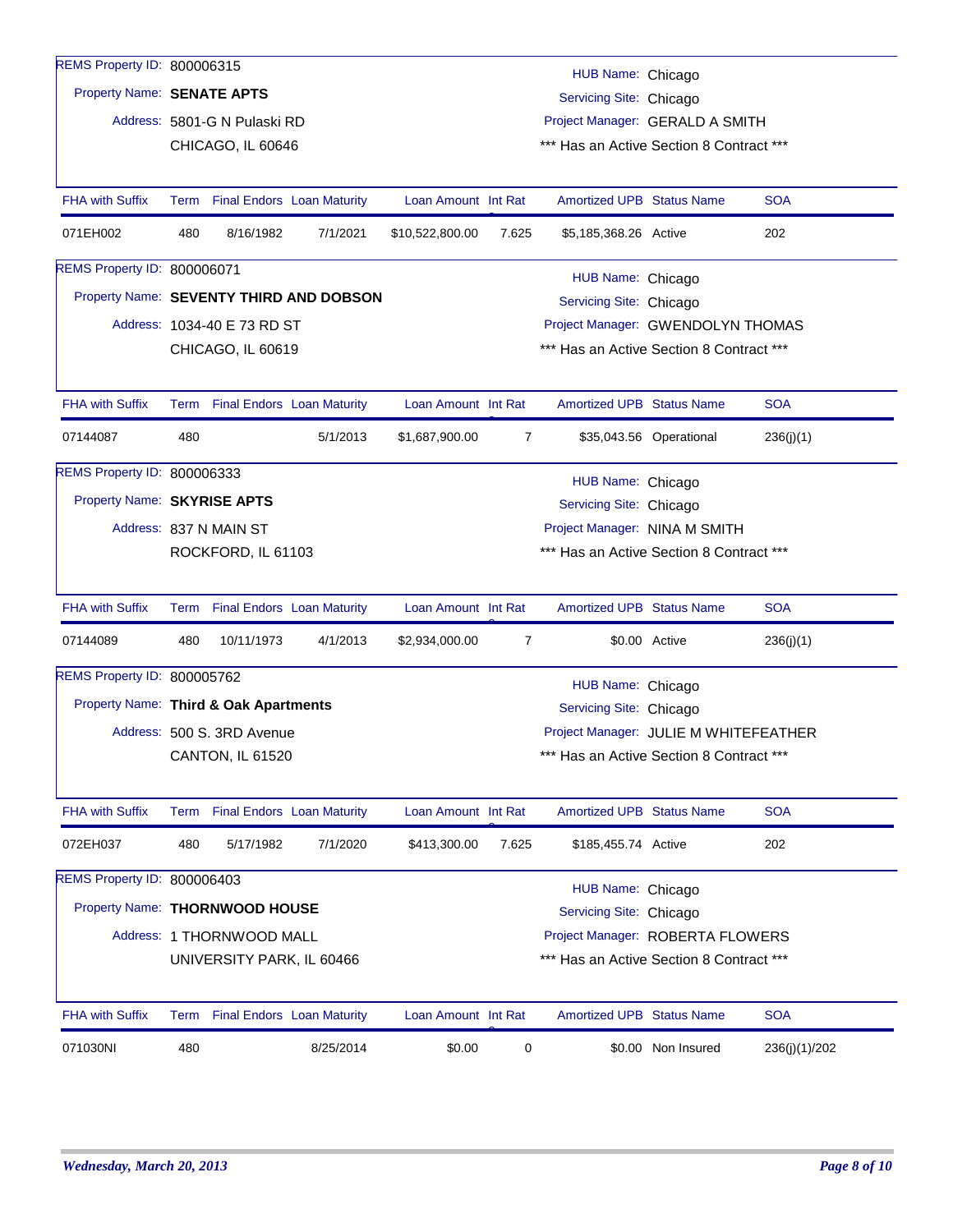REMS Property ID: 800006315

Property Name: **SENATE APTS**

Address: 5801-G N Pulaski RD
CHICAGO, IL 60646

HUB Name: Chicago
Servicing Site: Chicago
Project Manager: GERALD A SMITH
*** Has an Active Section 8 Contract ***

| FHA with Suffix | Term | Final Endors | Loan Maturity | Loan Amount | Int Rate | Amortized UPB | Status Name | SOA |
|---|---|---|---|---|---|---|---|---|
| 071EH002 | 480 | 8/16/1982 | 7/1/2021 | $10,522,800.00 | 7.625 | $5,185,368.26 | Active | 202 |

REMS Property ID: 800006071

Property Name: **SEVENTY THIRD AND DOBSON**

Address: 1034-40 E 73 RD ST
CHICAGO, IL 60619

HUB Name: Chicago
Servicing Site: Chicago
Project Manager: GWENDOLYN THOMAS
*** Has an Active Section 8 Contract ***

| FHA with Suffix | Term | Final Endors | Loan Maturity | Loan Amount | Int Rate | Amortized UPB | Status Name | SOA |
|---|---|---|---|---|---|---|---|---|
| 07144087 | 480 | | 5/1/2013 | $1,687,900.00 | 7 | $35,043.56 | Operational | 236(j)(1) |

REMS Property ID: 800006333

Property Name: **SKYRISE APTS**

Address: 837 N MAIN ST
ROCKFORD, IL 61103

HUB Name: Chicago
Servicing Site: Chicago
Project Manager: NINA M SMITH
*** Has an Active Section 8 Contract ***

| FHA with Suffix | Term | Final Endors | Loan Maturity | Loan Amount | Int Rate | Amortized UPB | Status Name | SOA |
|---|---|---|---|---|---|---|---|---|
| 07144089 | 480 | 10/11/1973 | 4/1/2013 | $2,934,000.00 | 7 | $0.00 | Active | 236(j)(1) |

REMS Property ID: 800005762

Property Name: **Third & Oak Apartments**

Address: 500 S. 3RD Avenue
CANTON, IL 61520

HUB Name: Chicago
Servicing Site: Chicago
Project Manager: JULIE M WHITEFEATHER
*** Has an Active Section 8 Contract ***

| FHA with Suffix | Term | Final Endors | Loan Maturity | Loan Amount | Int Rate | Amortized UPB | Status Name | SOA |
|---|---|---|---|---|---|---|---|---|
| 072EH037 | 480 | 5/17/1982 | 7/1/2020 | $413,300.00 | 7.625 | $185,455.74 | Active | 202 |

REMS Property ID: 800006403

Property Name: **THORNWOOD HOUSE**

Address: 1 THORNWOOD MALL
UNIVERSITY PARK, IL 60466

HUB Name: Chicago
Servicing Site: Chicago
Project Manager: ROBERTA FLOWERS
*** Has an Active Section 8 Contract ***

| FHA with Suffix | Term | Final Endors | Loan Maturity | Loan Amount | Int Rate | Amortized UPB | Status Name | SOA |
|---|---|---|---|---|---|---|---|---|
| 071030NI | 480 | | 8/25/2014 | $0.00 | 0 | $0.00 | Non Insured | 236(j)(1)/202 |

*Wednesday, March 20, 2013*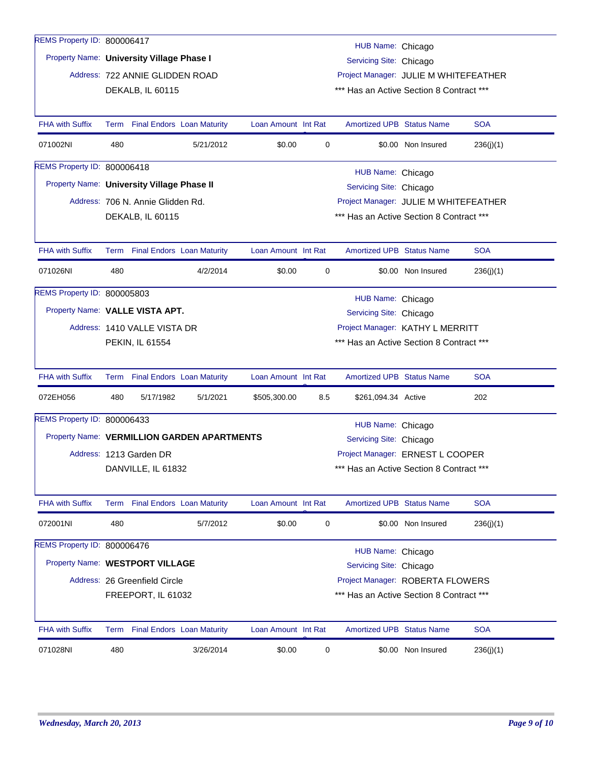REMS Property ID: 800006417

Property Name: **University Village Phase I**

Address: 722 ANNIE GLIDDEN ROAD
DEKALB, IL 60115

HUB Name: Chicago
Servicing Site: Chicago
Project Manager: JULIE M WHITEFEATHER
*** Has an Active Section 8 Contract ***

| FHA with Suffix | Term | Final Endors | Loan Maturity | Loan Amount | Int Rate | Amortized UPB | Status Name | SOA |
|---|---|---|---|---|---|---|---|---|
| 071002NI | 480 | | 5/21/2012 | $0.00 | 0 | $0.00 | Non Insured | 236(j)(1) |

REMS Property ID: 800006418

Property Name: **University Village Phase II**

Address: 706 N. Annie Glidden Rd.
DEKALB, IL 60115

HUB Name: Chicago
Servicing Site: Chicago
Project Manager: JULIE M WHITEFEATHER
*** Has an Active Section 8 Contract ***

| FHA with Suffix | Term | Final Endors | Loan Maturity | Loan Amount | Int Rate | Amortized UPB | Status Name | SOA |
|---|---|---|---|---|---|---|---|---|
| 071026NI | 480 | | 4/2/2014 | $0.00 | 0 | $0.00 | Non Insured | 236(j)(1) |

REMS Property ID: 800005803

Property Name: **VALLE VISTA APT.**

Address: 1410 VALLE VISTA DR
PEKIN, IL 61554

HUB Name: Chicago
Servicing Site: Chicago
Project Manager: KATHY L MERRITT
*** Has an Active Section 8 Contract ***

| FHA with Suffix | Term | Final Endors | Loan Maturity | Loan Amount | Int Rate | Amortized UPB | Status Name | SOA |
|---|---|---|---|---|---|---|---|---|
| 072EH056 | 480 | 5/17/1982 | 5/1/2021 | $505,300.00 | 8.5 | $261,094.34 | Active | 202 |

REMS Property ID: 800006433

Property Name: **VERMILLION GARDEN APARTMENTS**

Address: 1213 Garden DR
DANVILLE, IL 61832

HUB Name: Chicago
Servicing Site: Chicago
Project Manager: ERNEST L COOPER
*** Has an Active Section 8 Contract ***

| FHA with Suffix | Term | Final Endors | Loan Maturity | Loan Amount | Int Rate | Amortized UPB | Status Name | SOA |
|---|---|---|---|---|---|---|---|---|
| 072001NI | 480 | | 5/7/2012 | $0.00 | 0 | $0.00 | Non Insured | 236(j)(1) |

REMS Property ID: 800006476

Property Name: **WESTPORT VILLAGE**

Address: 26 Greenfield Circle
FREEPORT, IL 61032

HUB Name: Chicago
Servicing Site: Chicago
Project Manager: ROBERTA FLOWERS
*** Has an Active Section 8 Contract ***

| FHA with Suffix | Term | Final Endors | Loan Maturity | Loan Amount | Int Rate | Amortized UPB | Status Name | SOA |
|---|---|---|---|---|---|---|---|---|
| 071028NI | 480 | | 3/26/2014 | $0.00 | 0 | $0.00 | Non Insured | 236(j)(1) |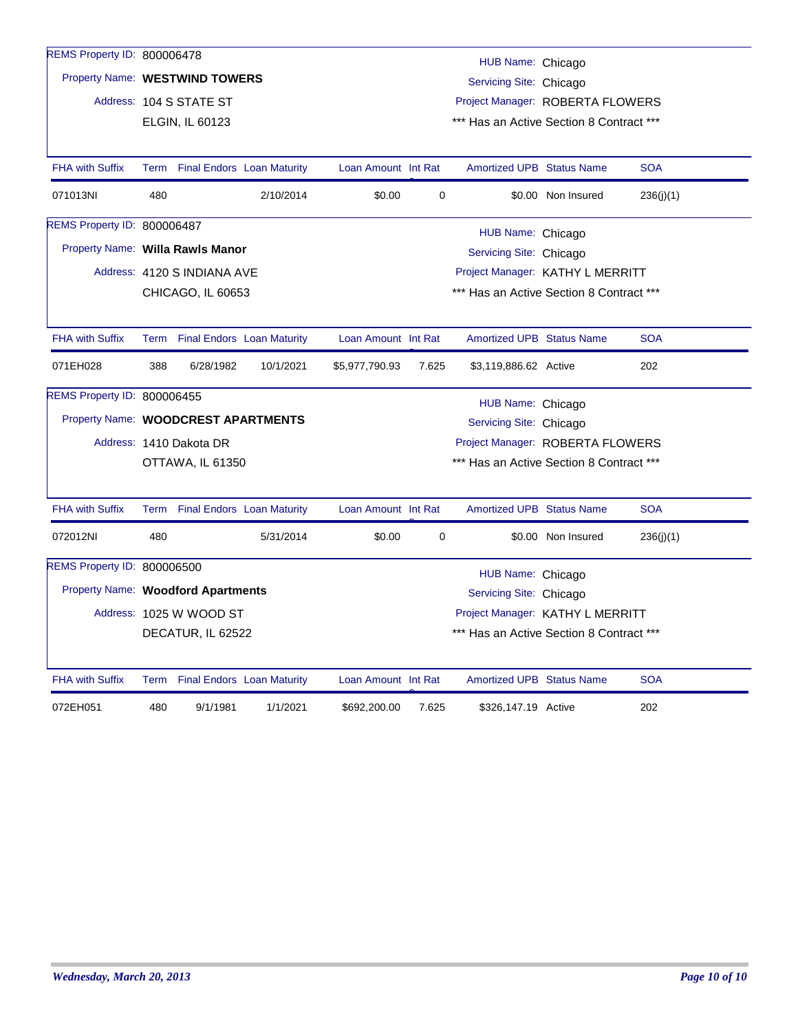REMS Property ID: 800006478

Property Name: **WESTWIND TOWERS**

Address: 104 S STATE ST
ELGIN, IL 60123

HUB Name: Chicago
Servicing Site: Chicago
Project Manager: ROBERTA FLOWERS
*** Has an Active Section 8 Contract ***

| FHA with Suffix | Term | Final Endors | Loan Maturity | Loan Amount | Int Rate | Amortized UPB | Status Name | SOA |
|---|---|---|---|---|---|---|---|---|
| 071013NI | 480 | | 2/10/2014 | $0.00 | 0 | $0.00 | Non Insured | 236(j)(1) |

REMS Property ID: 800006487

Property Name: **Willa Rawls Manor**

Address: 4120 S INDIANA AVE
CHICAGO, IL 60653

HUB Name: Chicago
Servicing Site: Chicago
Project Manager: KATHY L MERRITT
*** Has an Active Section 8 Contract ***

| FHA with Suffix | Term | Final Endors | Loan Maturity | Loan Amount | Int Rate | Amortized UPB | Status Name | SOA |
|---|---|---|---|---|---|---|---|---|
| 071EH028 | 388 | 6/28/1982 | 10/1/2021 | $5,977,790.93 | 7.625 | $3,119,886.62 | Active | 202 |

REMS Property ID: 800006455

Property Name: **WOODCREST APARTMENTS**

Address: 1410 Dakota DR
OTTAWA, IL 61350

HUB Name: Chicago
Servicing Site: Chicago
Project Manager: ROBERTA FLOWERS
*** Has an Active Section 8 Contract ***

| FHA with Suffix | Term | Final Endors | Loan Maturity | Loan Amount | Int Rate | Amortized UPB | Status Name | SOA |
|---|---|---|---|---|---|---|---|---|
| 072012NI | 480 | | 5/31/2014 | $0.00 | 0 | $0.00 | Non Insured | 236(j)(1) |

REMS Property ID: 800006500

Property Name: **Woodford Apartments**

Address: 1025 W WOOD ST
DECATUR, IL 62522

HUB Name: Chicago
Servicing Site: Chicago
Project Manager: KATHY L MERRITT
*** Has an Active Section 8 Contract ***

| FHA with Suffix | Term | Final Endors | Loan Maturity | Loan Amount | Int Rate | Amortized UPB | Status Name | SOA |
|---|---|---|---|---|---|---|---|---|
| 072EH051 | 480 | 9/1/1981 | 1/1/2021 | $692,200.00 | 7.625 | $326,147.19 | Active | 202 |

*Wednesday, March 20, 2013*